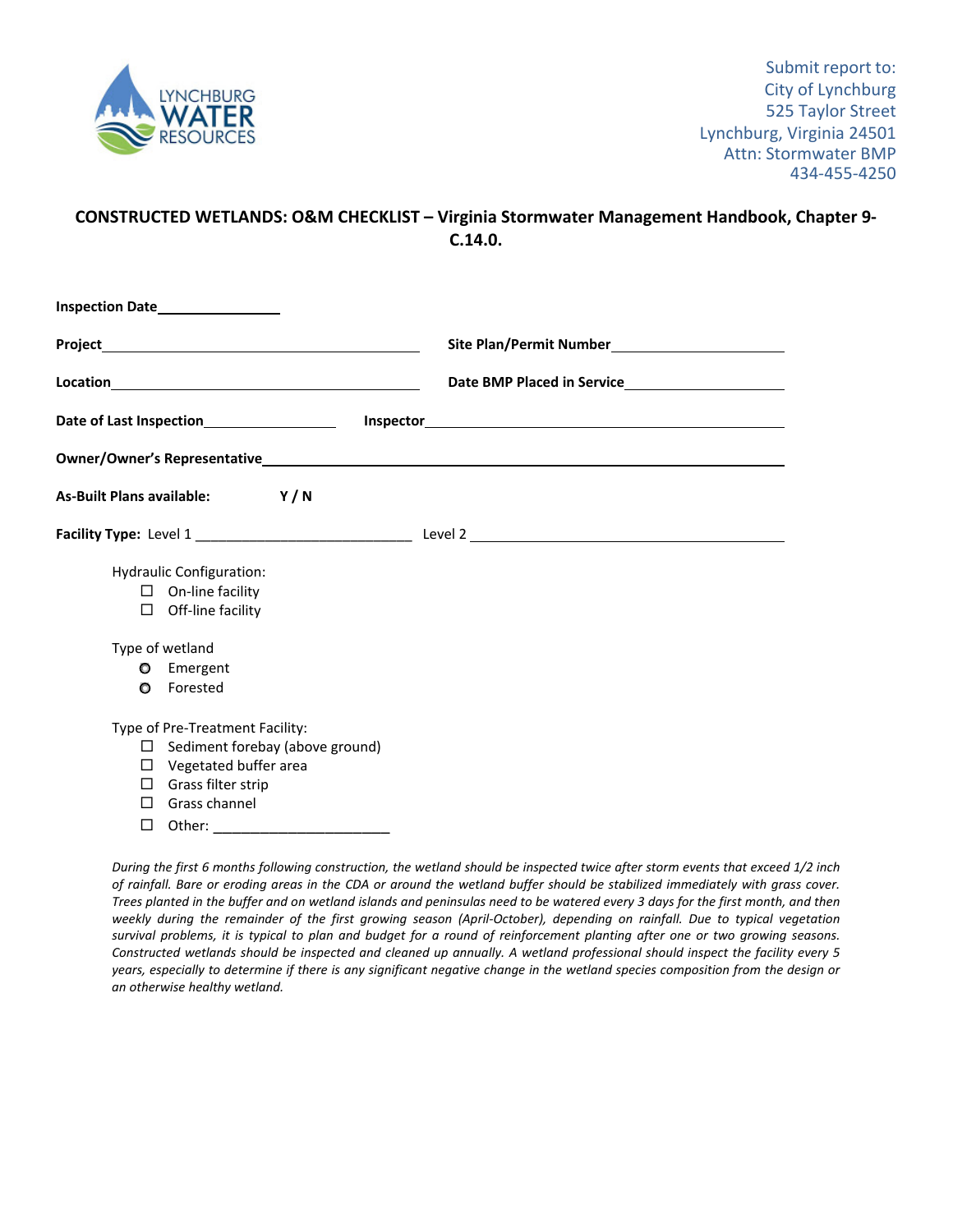LYNCHBURG WATER RESOURCES

Submit report to:
City of Lynchburg
525 Taylor Street
Lynchburg, Virginia 24501
Attn: Stormwater BMP
434-455-4250

# CONSTRUCTED WETLANDS: O&M CHECKLIST – Virginia Stormwater Management Handbook, Chapter 9-C.14.0.

**Inspection Date**________________

**Project**_____________________________________________ **Site Plan/Permit Number**______________________

**Location**____________________________________________ **Date BMP Placed in Service**____________________

**Date of Last Inspection**__________________ **Inspector**_____________________________________________

**Owner/Owner's Representative**___________________________________________________________________

**As-Built Plans available:** **Y / N**

**Facility Type:** Level 1 ____________________________ Level 2 ________________________________________

Hydraulic Configuration:

- ☐ On-line facility
- ☐ Off-line facility

Type of wetland

- ○ Emergent
- ○ Forested

Type of Pre-Treatment Facility:

- ☐ Sediment forebay (above ground)
- ☐ Vegetated buffer area
- ☐ Grass filter strip
- ☐ Grass channel
- ☐ Other: _______________________

*During the first 6 months following construction, the wetland should be inspected twice after storm events that exceed 1/2 inch of rainfall. Bare or eroding areas in the CDA or around the wetland buffer should be stabilized immediately with grass cover. Trees planted in the buffer and on wetland islands and peninsulas need to be watered every 3 days for the first month, and then weekly during the remainder of the first growing season (April-October), depending on rainfall. Due to typical vegetation survival problems, it is typical to plan and budget for a round of reinforcement planting after one or two growing seasons. Constructed wetlands should be inspected and cleaned up annually. A wetland professional should inspect the facility every 5 years, especially to determine if there is any significant negative change in the wetland species composition from the design or an otherwise healthy wetland.*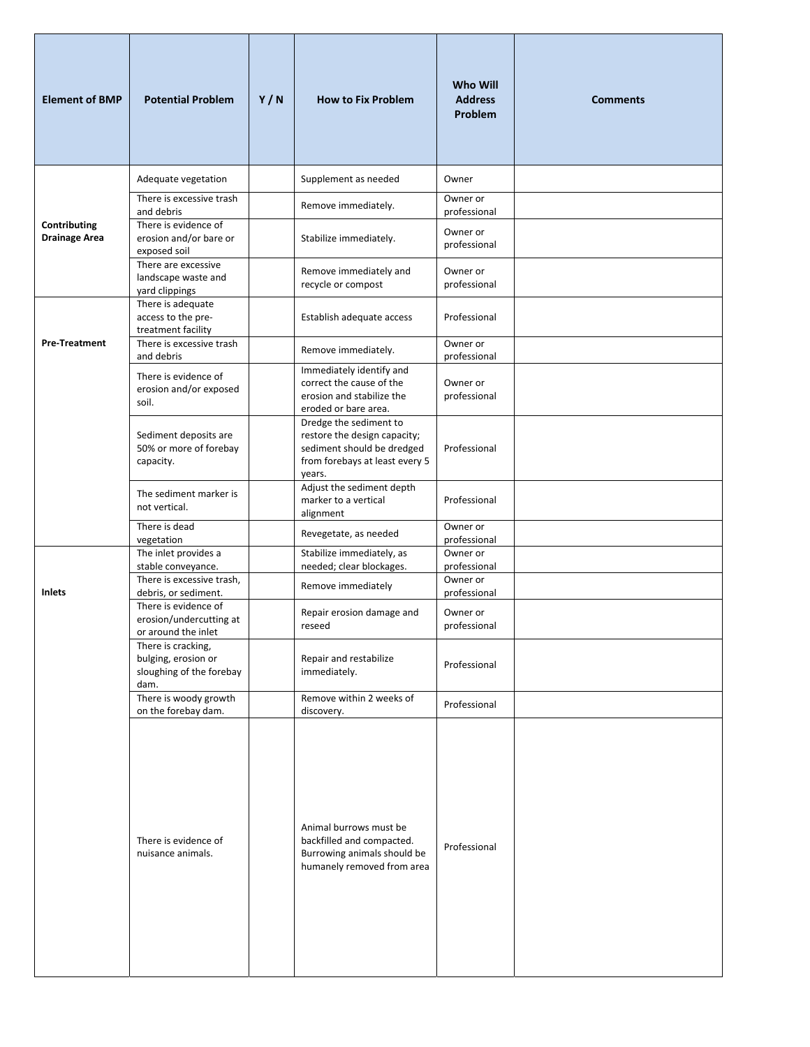| Element of BMP | Potential Problem | Y / N | How to Fix Problem | Who Will Address Problem | Comments |
|---|---|---|---|---|---|
| Contributing Drainage Area | Adequate vegetation | | Supplement as needed | Owner | |
| | There is excessive trash and debris | | Remove immediately. | Owner or professional | |
| | There is evidence of erosion and/or bare or exposed soil | | Stabilize immediately. | Owner or professional | |
| | There are excessive landscape waste and yard clippings | | Remove immediately and recycle or compost | Owner or professional | |
| Pre-Treatment | There is adequate access to the pre-treatment facility | | Establish adequate access | Professional | |
| | There is excessive trash and debris | | Remove immediately. | Owner or professional | |
| | There is evidence of erosion and/or exposed soil. | | Immediately identify and correct the cause of the erosion and stabilize the eroded or bare area. | Owner or professional | |
| | Sediment deposits are 50% or more of forebay capacity. | | Dredge the sediment to restore the design capacity; sediment should be dredged from forebays at least every 5 years. | Professional | |
| | The sediment marker is not vertical. | | Adjust the sediment depth marker to a vertical alignment | Professional | |
| | There is dead vegetation | | Revegetate, as needed | Owner or professional | |
| Inlets | The inlet provides a stable conveyance. | | Stabilize immediately, as needed; clear blockages. | Owner or professional | |
| | There is excessive trash, debris, or sediment. | | Remove immediately | Owner or professional | |
| | There is evidence of erosion/undercutting at or around the inlet | | Repair erosion damage and reseed | Owner or professional | |
| | There is cracking, bulging, erosion or sloughing of the forebay dam. | | Repair and restabilize immediately. | Professional | |
| | There is woody growth on the forebay dam. | | Remove within 2 weeks of discovery. | Professional | |
| | There is evidence of nuisance animals. | | Animal burrows must be backfilled and compacted. Burrowing animals should be humanely removed from area | Professional | |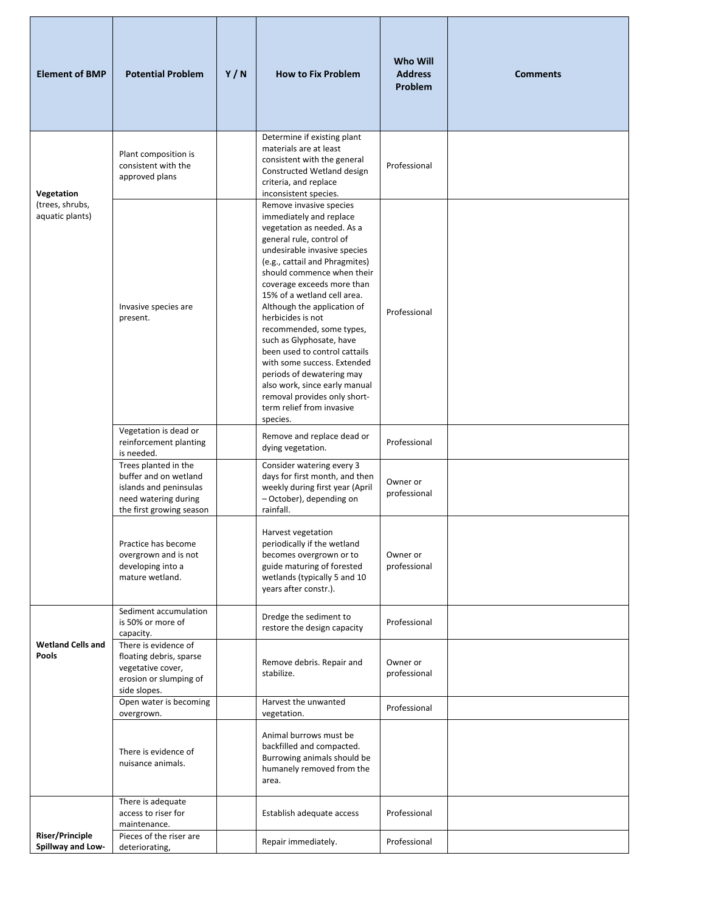| Element of BMP | Potential Problem | Y / N | How to Fix Problem | Who Will Address Problem | Comments |
| --- | --- | --- | --- | --- | --- |
| **Vegetation** (trees, shrubs, aquatic plants) | Plant composition is consistent with the approved plans | | Determine if existing plant materials are at least consistent with the general Constructed Wetland design criteria, and replace inconsistent species. | Professional | |
| | Invasive species are present. | | Remove invasive species immediately and replace vegetation as needed. As a general rule, control of undesirable invasive species (e.g., cattail and Phragmites) should commence when their coverage exceeds more than 15% of a wetland cell area. Although the application of herbicides is not recommended, some types, such as Glyphosate, have been used to control cattails with some success. Extended periods of dewatering may also work, since early manual removal provides only short-term relief from invasive species. | Professional | |
| | Vegetation is dead or reinforcement planting is needed. | | Remove and replace dead or dying vegetation. | Professional | |
| | Trees planted in the buffer and on wetland islands and peninsulas need watering during the first growing season | | Consider watering every 3 days for first month, and then weekly during first year (April – October), depending on rainfall. | Owner or professional | |
| | Practice has become overgrown and is not developing into a mature wetland. | | Harvest vegetation periodically if the wetland becomes overgrown or to guide maturing of forested wetlands (typically 5 and 10 years after constr.). | Owner or professional | |
| **Wetland Cells and Pools** | Sediment accumulation is 50% or more of capacity. | | Dredge the sediment to restore the design capacity | Professional | |
| | There is evidence of floating debris, sparse vegetative cover, erosion or slumping of side slopes. | | Remove debris. Repair and stabilize. | Owner or professional | |
| | Open water is becoming overgrown. | | Harvest the unwanted vegetation. | Professional | |
| | There is evidence of nuisance animals. | | Animal burrows must be backfilled and compacted. Burrowing animals should be humanely removed from the area. | | |
| **Riser/Principle Spillway and Low-** | There is adequate access to riser for maintenance. | | Establish adequate access | Professional | |
| | Pieces of the riser are deteriorating, | | Repair immediately. | Professional | |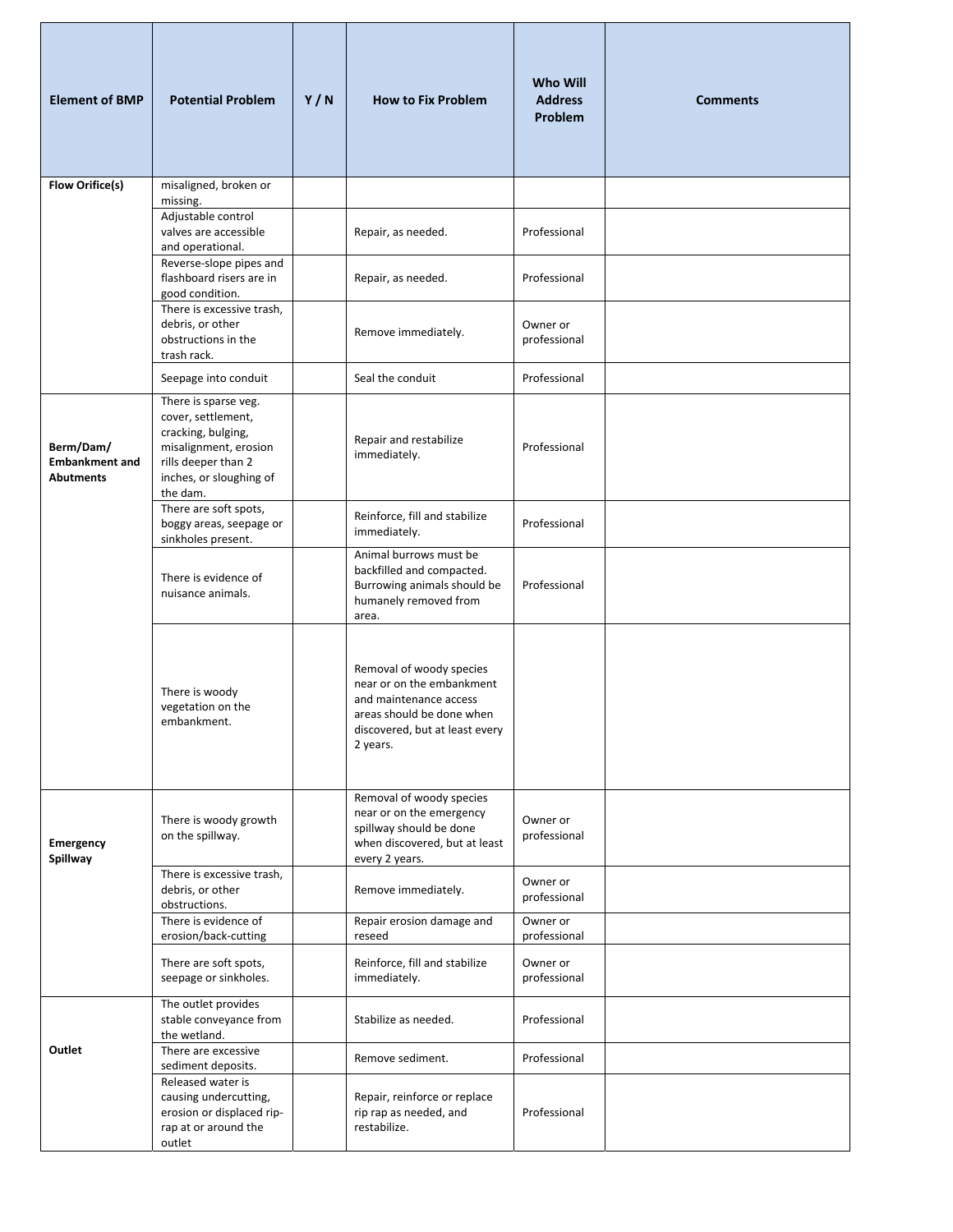| Element of BMP | Potential Problem | Y / N | How to Fix Problem | Who Will Address Problem | Comments |
|---|---|---|---|---|---|
| **Flow Orifice(s)** | misaligned, broken or missing. | | | | |
| | Adjustable control valves are accessible and operational. | | Repair, as needed. | Professional | |
| | Reverse-slope pipes and flashboard risers are in good condition. | | Repair, as needed. | Professional | |
| | There is excessive trash, debris, or other obstructions in the trash rack. | | Remove immediately. | Owner or professional | |
| | Seepage into conduit | | Seal the conduit | Professional | |
| **Berm/Dam/ Embankment and Abutments** | There is sparse veg. cover, settlement, cracking, bulging, misalignment, erosion rills deeper than 2 inches, or sloughing of the dam. | | Repair and restabilize immediately. | Professional | |
| | There are soft spots, boggy areas, seepage or sinkholes present. | | Reinforce, fill and stabilize immediately. | Professional | |
| | There is evidence of nuisance animals. | | Animal burrows must be backfilled and compacted. Burrowing animals should be humanely removed from area. | Professional | |
| | There is woody vegetation on the embankment. | | Removal of woody species near or on the embankment and maintenance access areas should be done when discovered, but at least every 2 years. | | |
| **Emergency Spillway** | There is woody growth on the spillway. | | Removal of woody species near or on the emergency spillway should be done when discovered, but at least every 2 years. | Owner or professional | |
| | There is excessive trash, debris, or other obstructions. | | Remove immediately. | Owner or professional | |
| | There is evidence of erosion/back-cutting | | Repair erosion damage and reseed | Owner or professional | |
| | There are soft spots, seepage or sinkholes. | | Reinforce, fill and stabilize immediately. | Owner or professional | |
| **Outlet** | The outlet provides stable conveyance from the wetland. | | Stabilize as needed. | Professional | |
| | There are excessive sediment deposits. | | Remove sediment. | Professional | |
| | Released water is causing undercutting, erosion or displaced rip-rap at or around the outlet | | Repair, reinforce or replace rip rap as needed, and restabilize. | Professional | |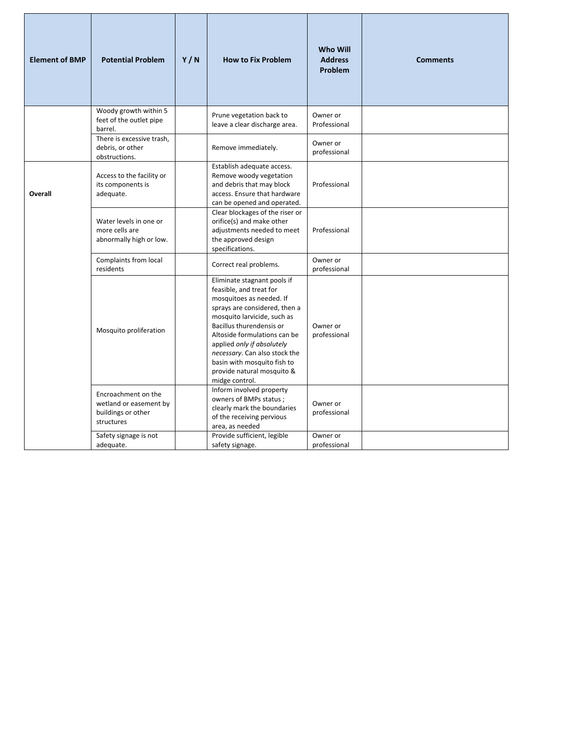| Element of BMP | Potential Problem | Y / N | How to Fix Problem | Who Will Address Problem | Comments |
|---|---|---|---|---|---|
| | Woody growth within 5 feet of the outlet pipe barrel. | | Prune vegetation back to leave a clear discharge area. | Owner or Professional | |
| | There is excessive trash, debris, or other obstructions. | | Remove immediately. | Owner or professional | |
| **Overall** | Access to the facility or its components is adequate. | | Establish adequate access. Remove woody vegetation and debris that may block access. Ensure that hardware can be opened and operated. | Professional | |
| | Water levels in one or more cells are abnormally high or low. | | Clear blockages of the riser or orifice(s) and make other adjustments needed to meet the approved design specifications. | Professional | |
| | Complaints from local residents | | Correct real problems. | Owner or professional | |
| | Mosquito proliferation | | Eliminate stagnant pools if feasible, and treat for mosquitoes as needed. If sprays are considered, then a mosquito larvicide, such as Bacillus thurendensis or Altoside formulations can be applied *only if absolutely necessary*. Can also stock the basin with mosquito fish to provide natural mosquito & midge control. | Owner or professional | |
| | Encroachment on the wetland or easement by buildings or other structures | | Inform involved property owners of BMPs status ; clearly mark the boundaries of the receiving pervious area, as needed | Owner or professional | |
| | Safety signage is not adequate. | | Provide sufficient, legible safety signage. | Owner or professional | |